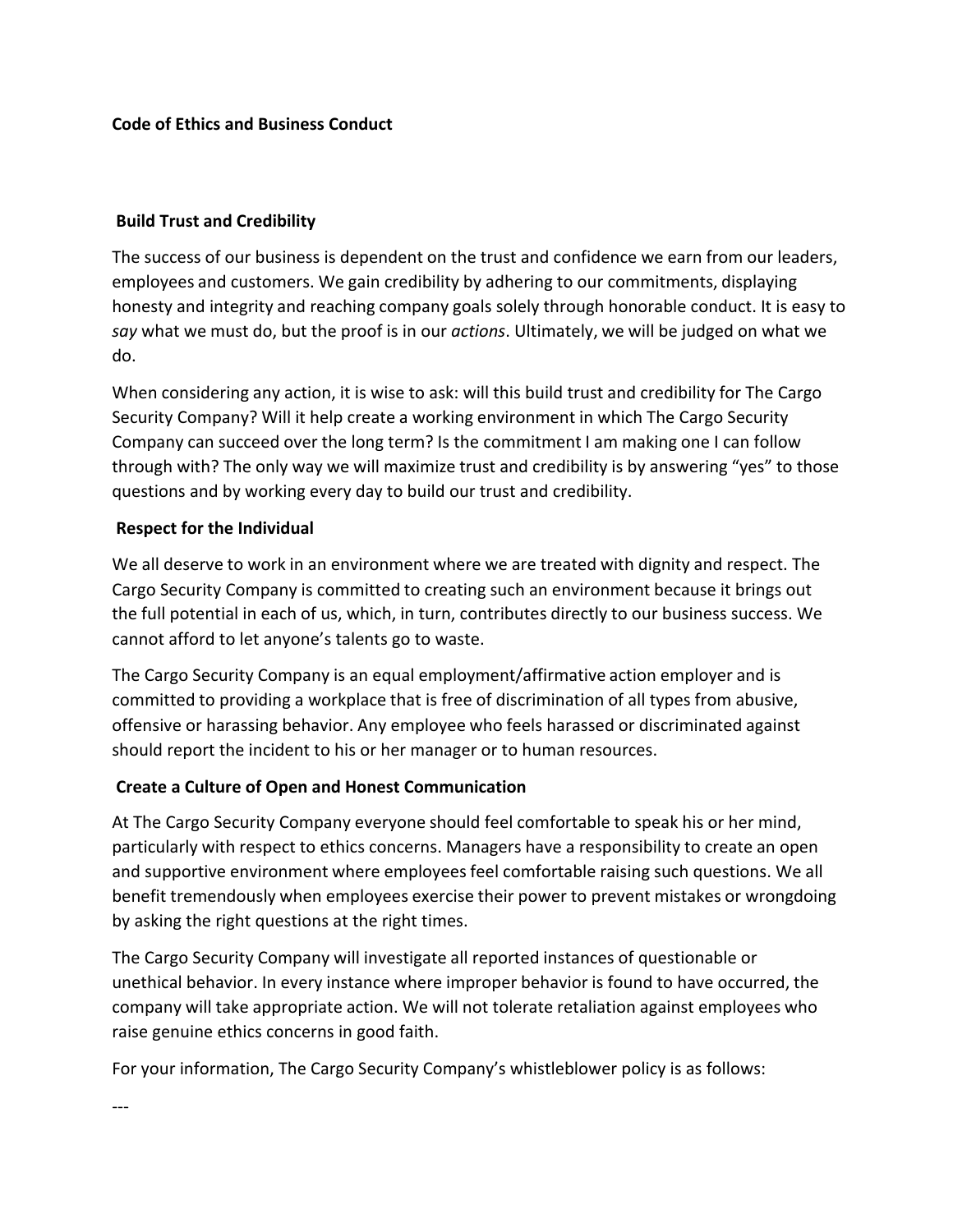# Code of Ethics and Business Conduct

## Build Trust and Credibility

The success of our business is dependent on the trust and confidence we earn from our leaders, employees and customers. We gain credibility by adhering to our commitments, displaying honesty and integrity and reaching company goals solely through honorable conduct. It is easy to *say* what we must do, but the proof is in our *actions*. Ultimately, we will be judged on what we do.

When considering any action, it is wise to ask: will this build trust and credibility for The Cargo Security Company? Will it help create a working environment in which The Cargo Security Company can succeed over the long term? Is the commitment I am making one I can follow through with? The only way we will maximize trust and credibility is by answering "yes" to those questions and by working every day to build our trust and credibility.

## Respect for the Individual

We all deserve to work in an environment where we are treated with dignity and respect. The Cargo Security Company is committed to creating such an environment because it brings out the full potential in each of us, which, in turn, contributes directly to our business success. We cannot afford to let anyone's talents go to waste.

The Cargo Security Company is an equal employment/affirmative action employer and is committed to providing a workplace that is free of discrimination of all types from abusive, offensive or harassing behavior. Any employee who feels harassed or discriminated against should report the incident to his or her manager or to human resources.

## Create a Culture of Open and Honest Communication

At The Cargo Security Company everyone should feel comfortable to speak his or her mind, particularly with respect to ethics concerns. Managers have a responsibility to create an open and supportive environment where employees feel comfortable raising such questions. We all benefit tremendously when employees exercise their power to prevent mistakes or wrongdoing by asking the right questions at the right times.

The Cargo Security Company will investigate all reported instances of questionable or unethical behavior. In every instance where improper behavior is found to have occurred, the company will take appropriate action. We will not tolerate retaliation against employees who raise genuine ethics concerns in good faith.

For your information, The Cargo Security Company's whistleblower policy is as follows:

---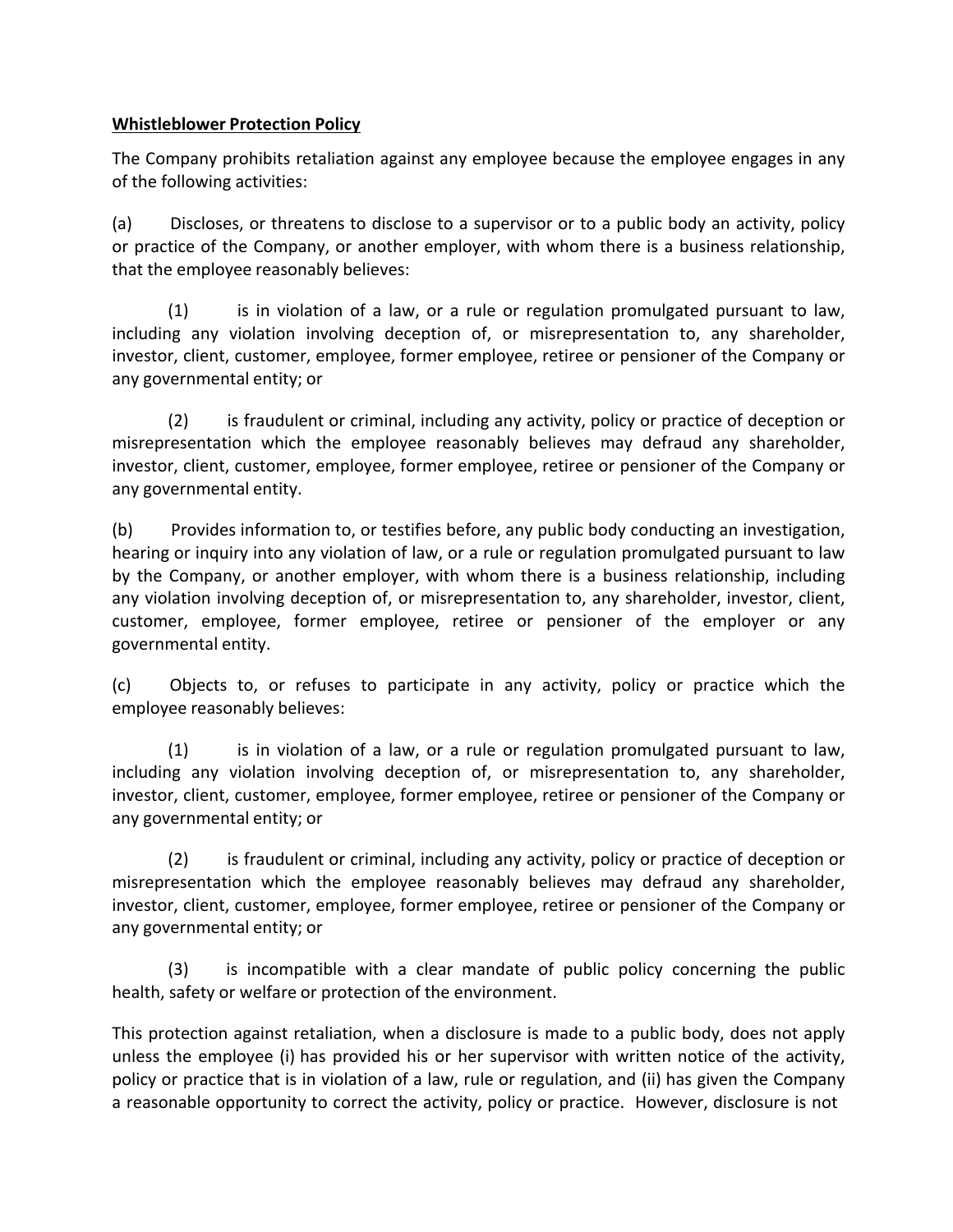**Whistleblower Protection Policy**

The Company prohibits retaliation against any employee because the employee engages in any of the following activities:

(a) Discloses, or threatens to disclose to a supervisor or to a public body an activity, policy or practice of the Company, or another employer, with whom there is a business relationship, that the employee reasonably believes:

(1) is in violation of a law, or a rule or regulation promulgated pursuant to law, including any violation involving deception of, or misrepresentation to, any shareholder, investor, client, customer, employee, former employee, retiree or pensioner of the Company or any governmental entity; or

(2) is fraudulent or criminal, including any activity, policy or practice of deception or misrepresentation which the employee reasonably believes may defraud any shareholder, investor, client, customer, employee, former employee, retiree or pensioner of the Company or any governmental entity.

(b) Provides information to, or testifies before, any public body conducting an investigation, hearing or inquiry into any violation of law, or a rule or regulation promulgated pursuant to law by the Company, or another employer, with whom there is a business relationship, including any violation involving deception of, or misrepresentation to, any shareholder, investor, client, customer, employee, former employee, retiree or pensioner of the employer or any governmental entity.

(c) Objects to, or refuses to participate in any activity, policy or practice which the employee reasonably believes:

(1) is in violation of a law, or a rule or regulation promulgated pursuant to law, including any violation involving deception of, or misrepresentation to, any shareholder, investor, client, customer, employee, former employee, retiree or pensioner of the Company or any governmental entity; or

(2) is fraudulent or criminal, including any activity, policy or practice of deception or misrepresentation which the employee reasonably believes may defraud any shareholder, investor, client, customer, employee, former employee, retiree or pensioner of the Company or any governmental entity; or

(3) is incompatible with a clear mandate of public policy concerning the public health, safety or welfare or protection of the environment.

This protection against retaliation, when a disclosure is made to a public body, does not apply unless the employee (i) has provided his or her supervisor with written notice of the activity, policy or practice that is in violation of a law, rule or regulation, and (ii) has given the Company a reasonable opportunity to correct the activity, policy or practice. However, disclosure is not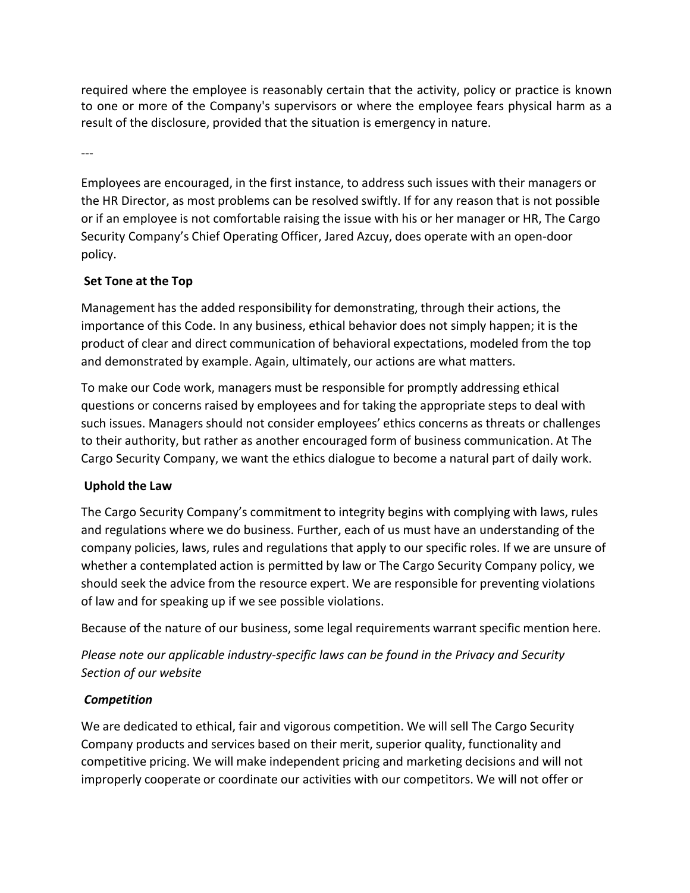required where the employee is reasonably certain that the activity, policy or practice is known to one or more of the Company's supervisors or where the employee fears physical harm as a result of the disclosure, provided that the situation is emergency in nature.

---

Employees are encouraged, in the first instance, to address such issues with their managers or the HR Director, as most problems can be resolved swiftly. If for any reason that is not possible or if an employee is not comfortable raising the issue with his or her manager or HR, The Cargo Security Company's Chief Operating Officer, Jared Azcuy, does operate with an open-door policy.

**Set Tone at the Top**

Management has the added responsibility for demonstrating, through their actions, the importance of this Code. In any business, ethical behavior does not simply happen; it is the product of clear and direct communication of behavioral expectations, modeled from the top and demonstrated by example. Again, ultimately, our actions are what matters.

To make our Code work, managers must be responsible for promptly addressing ethical questions or concerns raised by employees and for taking the appropriate steps to deal with such issues. Managers should not consider employees' ethics concerns as threats or challenges to their authority, but rather as another encouraged form of business communication. At The Cargo Security Company, we want the ethics dialogue to become a natural part of daily work.

**Uphold the Law**

The Cargo Security Company's commitment to integrity begins with complying with laws, rules and regulations where we do business. Further, each of us must have an understanding of the company policies, laws, rules and regulations that apply to our specific roles. If we are unsure of whether a contemplated action is permitted by law or The Cargo Security Company policy, we should seek the advice from the resource expert. We are responsible for preventing violations of law and for speaking up if we see possible violations.

Because of the nature of our business, some legal requirements warrant specific mention here.

*Please note our applicable industry-specific laws can be found in the Privacy and Security Section of our website*

***Competition***

We are dedicated to ethical, fair and vigorous competition. We will sell The Cargo Security Company products and services based on their merit, superior quality, functionality and competitive pricing. We will make independent pricing and marketing decisions and will not improperly cooperate or coordinate our activities with our competitors. We will not offer or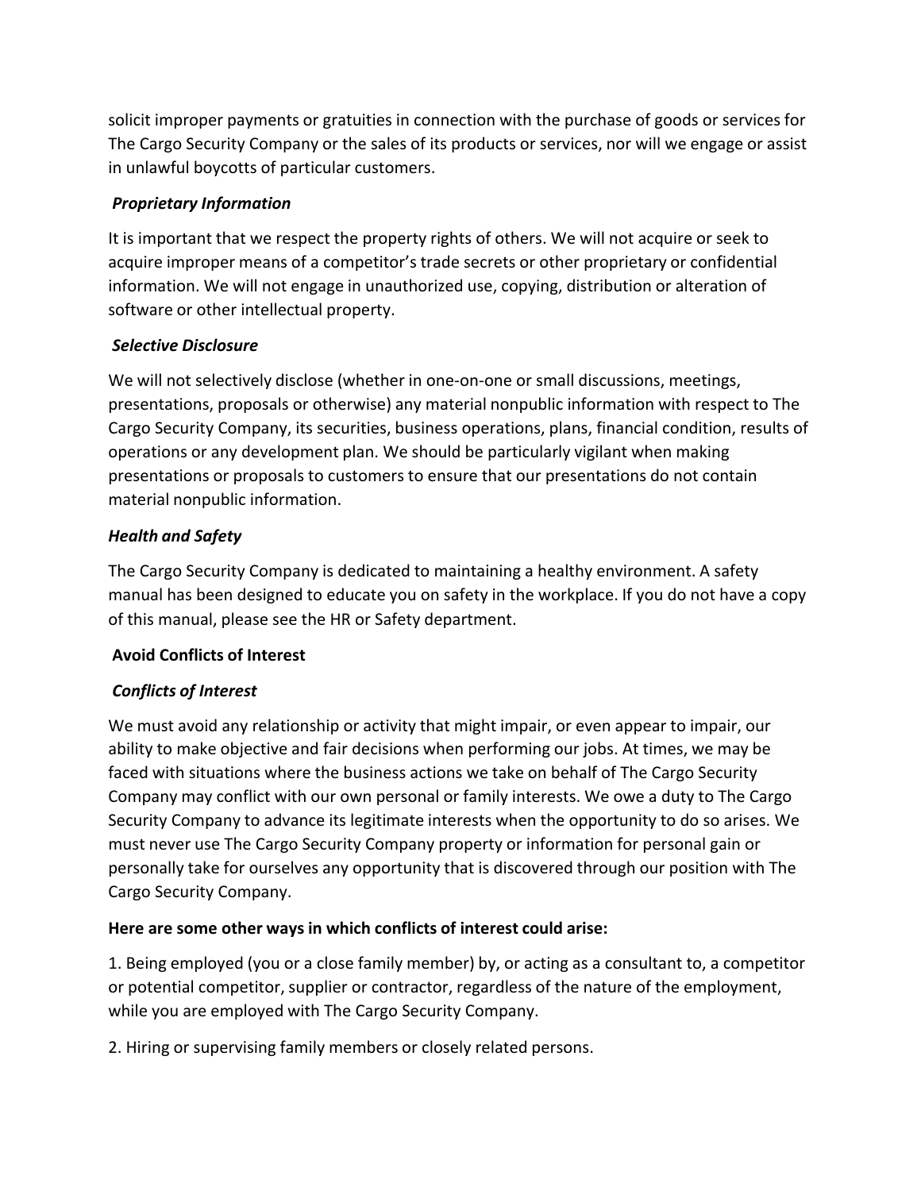solicit improper payments or gratuities in connection with the purchase of goods or services for The Cargo Security Company or the sales of its products or services, nor will we engage or assist in unlawful boycotts of particular customers.

***Proprietary Information***

It is important that we respect the property rights of others. We will not acquire or seek to acquire improper means of a competitor's trade secrets or other proprietary or confidential information. We will not engage in unauthorized use, copying, distribution or alteration of software or other intellectual property.

***Selective Disclosure***

We will not selectively disclose (whether in one-on-one or small discussions, meetings, presentations, proposals or otherwise) any material nonpublic information with respect to The Cargo Security Company, its securities, business operations, plans, financial condition, results of operations or any development plan. We should be particularly vigilant when making presentations or proposals to customers to ensure that our presentations do not contain material nonpublic information.

***Health and Safety***

The Cargo Security Company is dedicated to maintaining a healthy environment. A safety manual has been designed to educate you on safety in the workplace. If you do not have a copy of this manual, please see the HR or Safety department.

**Avoid Conflicts of Interest**

***Conflicts of Interest***

We must avoid any relationship or activity that might impair, or even appear to impair, our ability to make objective and fair decisions when performing our jobs. At times, we may be faced with situations where the business actions we take on behalf of The Cargo Security Company may conflict with our own personal or family interests. We owe a duty to The Cargo Security Company to advance its legitimate interests when the opportunity to do so arises. We must never use The Cargo Security Company property or information for personal gain or personally take for ourselves any opportunity that is discovered through our position with The Cargo Security Company.

**Here are some other ways in which conflicts of interest could arise:**

1. Being employed (you or a close family member) by, or acting as a consultant to, a competitor or potential competitor, supplier or contractor, regardless of the nature of the employment, while you are employed with The Cargo Security Company.

2. Hiring or supervising family members or closely related persons.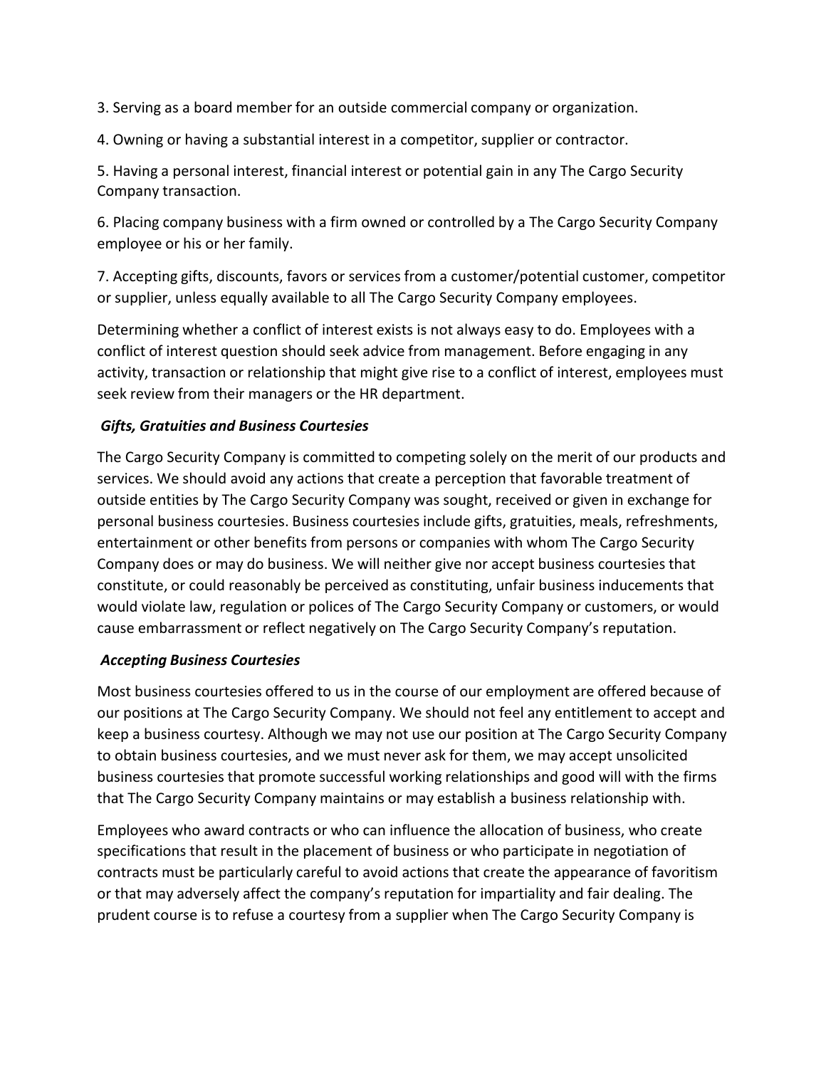3. Serving as a board member for an outside commercial company or organization.

4. Owning or having a substantial interest in a competitor, supplier or contractor.

5. Having a personal interest, financial interest or potential gain in any The Cargo Security Company transaction.

6. Placing company business with a firm owned or controlled by a The Cargo Security Company employee or his or her family.

7. Accepting gifts, discounts, favors or services from a customer/potential customer, competitor or supplier, unless equally available to all The Cargo Security Company employees.

Determining whether a conflict of interest exists is not always easy to do. Employees with a conflict of interest question should seek advice from management. Before engaging in any activity, transaction or relationship that might give rise to a conflict of interest, employees must seek review from their managers or the HR department.

***Gifts, Gratuities and Business Courtesies***

The Cargo Security Company is committed to competing solely on the merit of our products and services. We should avoid any actions that create a perception that favorable treatment of outside entities by The Cargo Security Company was sought, received or given in exchange for personal business courtesies. Business courtesies include gifts, gratuities, meals, refreshments, entertainment or other benefits from persons or companies with whom The Cargo Security Company does or may do business. We will neither give nor accept business courtesies that constitute, or could reasonably be perceived as constituting, unfair business inducements that would violate law, regulation or polices of The Cargo Security Company or customers, or would cause embarrassment or reflect negatively on The Cargo Security Company's reputation.

***Accepting Business Courtesies***

Most business courtesies offered to us in the course of our employment are offered because of our positions at The Cargo Security Company. We should not feel any entitlement to accept and keep a business courtesy. Although we may not use our position at The Cargo Security Company to obtain business courtesies, and we must never ask for them, we may accept unsolicited business courtesies that promote successful working relationships and good will with the firms that The Cargo Security Company maintains or may establish a business relationship with.

Employees who award contracts or who can influence the allocation of business, who create specifications that result in the placement of business or who participate in negotiation of contracts must be particularly careful to avoid actions that create the appearance of favoritism or that may adversely affect the company's reputation for impartiality and fair dealing. The prudent course is to refuse a courtesy from a supplier when The Cargo Security Company is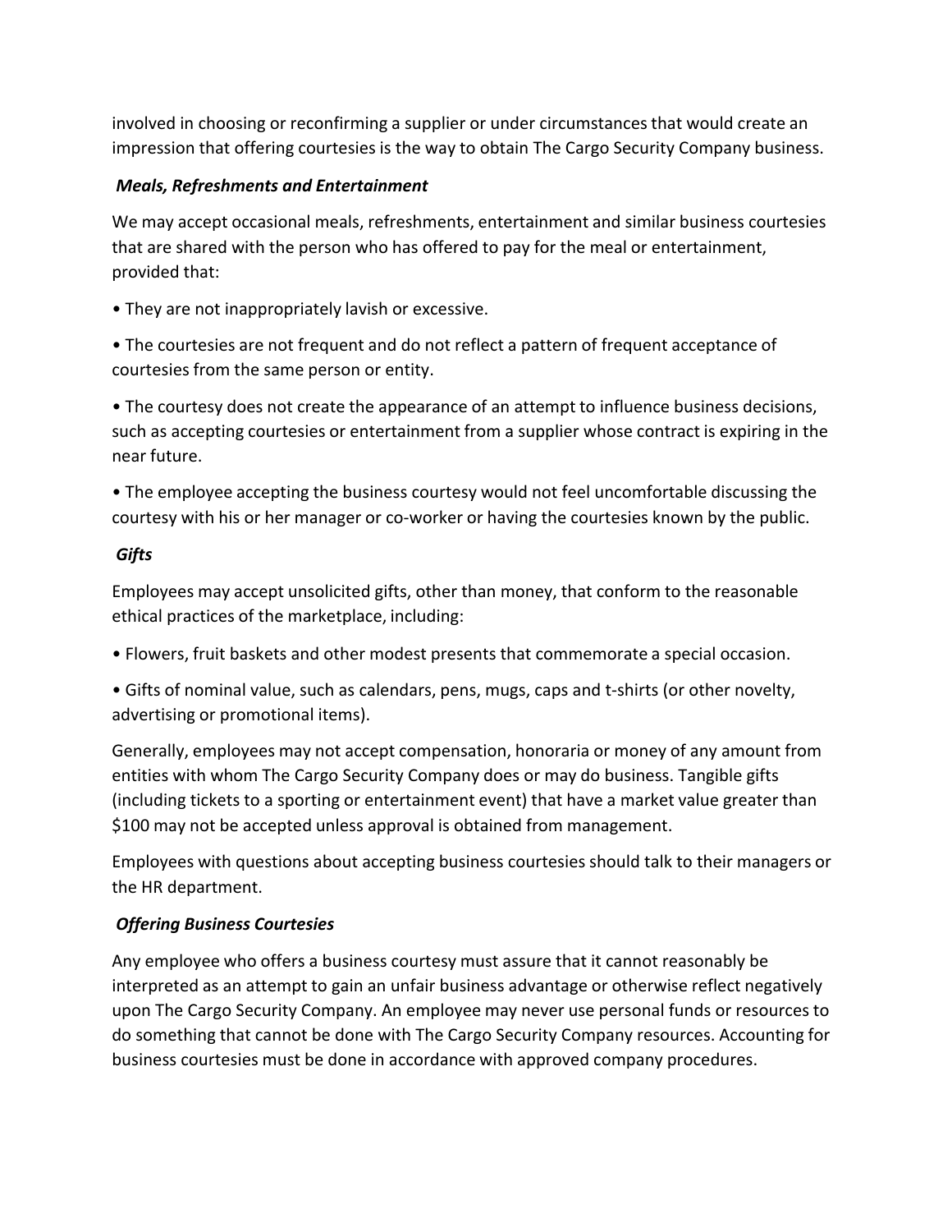involved in choosing or reconfirming a supplier or under circumstances that would create an impression that offering courtesies is the way to obtain The Cargo Security Company business.

***Meals, Refreshments and Entertainment***

We may accept occasional meals, refreshments, entertainment and similar business courtesies that are shared with the person who has offered to pay for the meal or entertainment, provided that:

• They are not inappropriately lavish or excessive.

• The courtesies are not frequent and do not reflect a pattern of frequent acceptance of courtesies from the same person or entity.

• The courtesy does not create the appearance of an attempt to influence business decisions, such as accepting courtesies or entertainment from a supplier whose contract is expiring in the near future.

• The employee accepting the business courtesy would not feel uncomfortable discussing the courtesy with his or her manager or co-worker or having the courtesies known by the public.

***Gifts***

Employees may accept unsolicited gifts, other than money, that conform to the reasonable ethical practices of the marketplace, including:

• Flowers, fruit baskets and other modest presents that commemorate a special occasion.

• Gifts of nominal value, such as calendars, pens, mugs, caps and t-shirts (or other novelty, advertising or promotional items).

Generally, employees may not accept compensation, honoraria or money of any amount from entities with whom The Cargo Security Company does or may do business. Tangible gifts (including tickets to a sporting or entertainment event) that have a market value greater than $100 may not be accepted unless approval is obtained from management.

Employees with questions about accepting business courtesies should talk to their managers or the HR department.

***Offering Business Courtesies***

Any employee who offers a business courtesy must assure that it cannot reasonably be interpreted as an attempt to gain an unfair business advantage or otherwise reflect negatively upon The Cargo Security Company. An employee may never use personal funds or resources to do something that cannot be done with The Cargo Security Company resources. Accounting for business courtesies must be done in accordance with approved company procedures.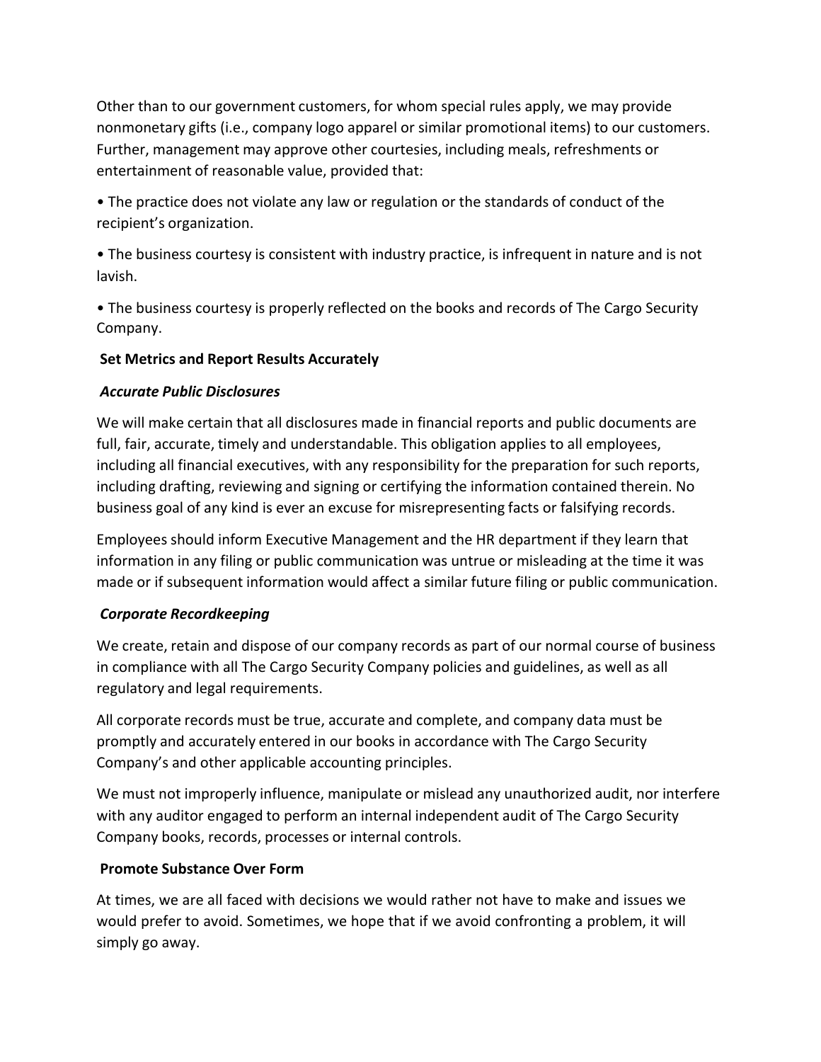Other than to our government customers, for whom special rules apply, we may provide nonmonetary gifts (i.e., company logo apparel or similar promotional items) to our customers. Further, management may approve other courtesies, including meals, refreshments or entertainment of reasonable value, provided that:

• The practice does not violate any law or regulation or the standards of conduct of the recipient's organization.

• The business courtesy is consistent with industry practice, is infrequent in nature and is not lavish.

• The business courtesy is properly reflected on the books and records of The Cargo Security Company.

**Set Metrics and Report Results Accurately**

***Accurate Public Disclosures***

We will make certain that all disclosures made in financial reports and public documents are full, fair, accurate, timely and understandable. This obligation applies to all employees, including all financial executives, with any responsibility for the preparation for such reports, including drafting, reviewing and signing or certifying the information contained therein. No business goal of any kind is ever an excuse for misrepresenting facts or falsifying records.

Employees should inform Executive Management and the HR department if they learn that information in any filing or public communication was untrue or misleading at the time it was made or if subsequent information would affect a similar future filing or public communication.

***Corporate Recordkeeping***

We create, retain and dispose of our company records as part of our normal course of business in compliance with all The Cargo Security Company policies and guidelines, as well as all regulatory and legal requirements.

All corporate records must be true, accurate and complete, and company data must be promptly and accurately entered in our books in accordance with The Cargo Security Company's and other applicable accounting principles.

We must not improperly influence, manipulate or mislead any unauthorized audit, nor interfere with any auditor engaged to perform an internal independent audit of The Cargo Security Company books, records, processes or internal controls.

**Promote Substance Over Form**

At times, we are all faced with decisions we would rather not have to make and issues we would prefer to avoid. Sometimes, we hope that if we avoid confronting a problem, it will simply go away.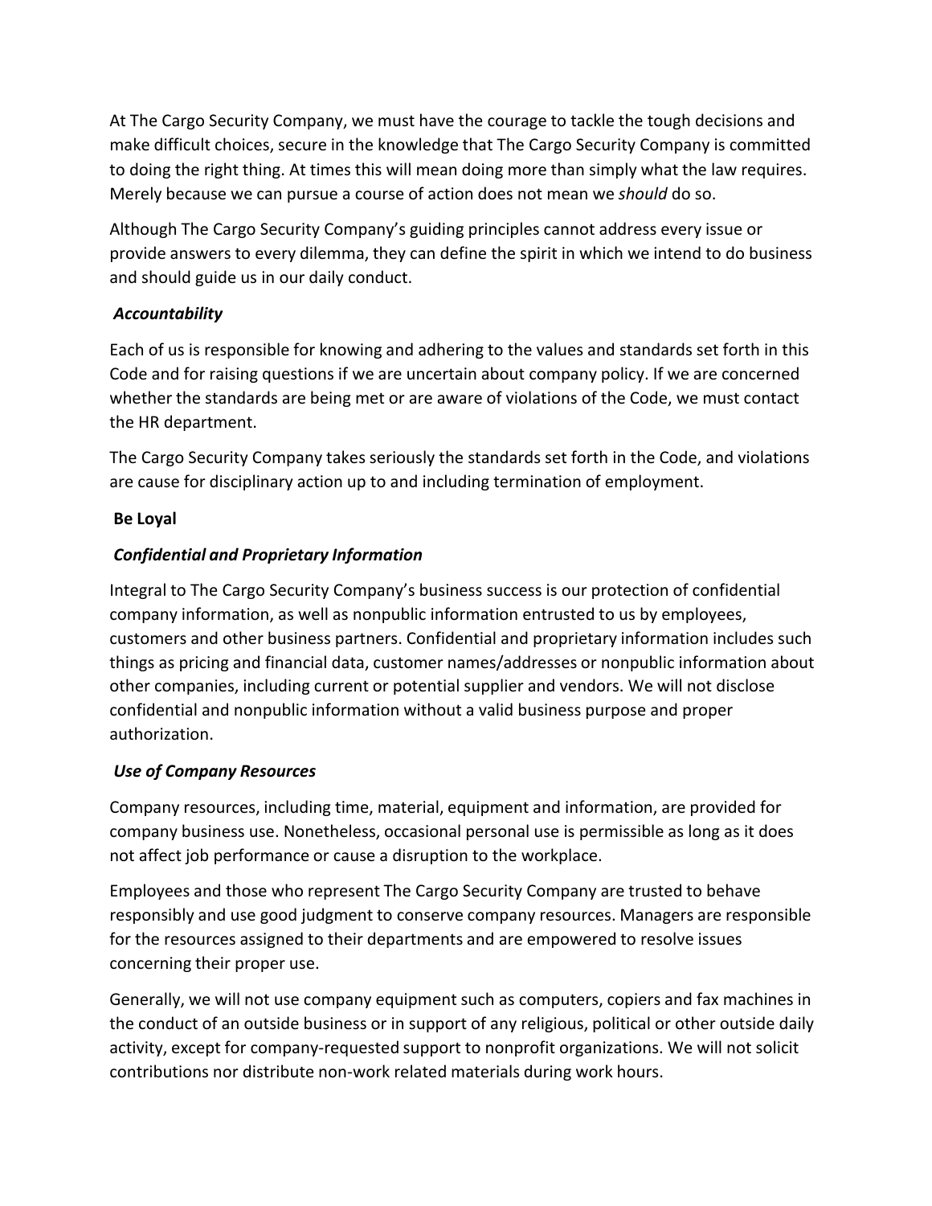At The Cargo Security Company, we must have the courage to tackle the tough decisions and make difficult choices, secure in the knowledge that The Cargo Security Company is committed to doing the right thing. At times this will mean doing more than simply what the law requires. Merely because we can pursue a course of action does not mean we *should* do so.

Although The Cargo Security Company's guiding principles cannot address every issue or provide answers to every dilemma, they can define the spirit in which we intend to do business and should guide us in our daily conduct.

***Accountability***

Each of us is responsible for knowing and adhering to the values and standards set forth in this Code and for raising questions if we are uncertain about company policy. If we are concerned whether the standards are being met or are aware of violations of the Code, we must contact the HR department.

The Cargo Security Company takes seriously the standards set forth in the Code, and violations are cause for disciplinary action up to and including termination of employment.

**Be Loyal**

***Confidential and Proprietary Information***

Integral to The Cargo Security Company's business success is our protection of confidential company information, as well as nonpublic information entrusted to us by employees, customers and other business partners. Confidential and proprietary information includes such things as pricing and financial data, customer names/addresses or nonpublic information about other companies, including current or potential supplier and vendors. We will not disclose confidential and nonpublic information without a valid business purpose and proper authorization.

***Use of Company Resources***

Company resources, including time, material, equipment and information, are provided for company business use. Nonetheless, occasional personal use is permissible as long as it does not affect job performance or cause a disruption to the workplace.

Employees and those who represent The Cargo Security Company are trusted to behave responsibly and use good judgment to conserve company resources. Managers are responsible for the resources assigned to their departments and are empowered to resolve issues concerning their proper use.

Generally, we will not use company equipment such as computers, copiers and fax machines in the conduct of an outside business or in support of any religious, political or other outside daily activity, except for company-requested support to nonprofit organizations. We will not solicit contributions nor distribute non-work related materials during work hours.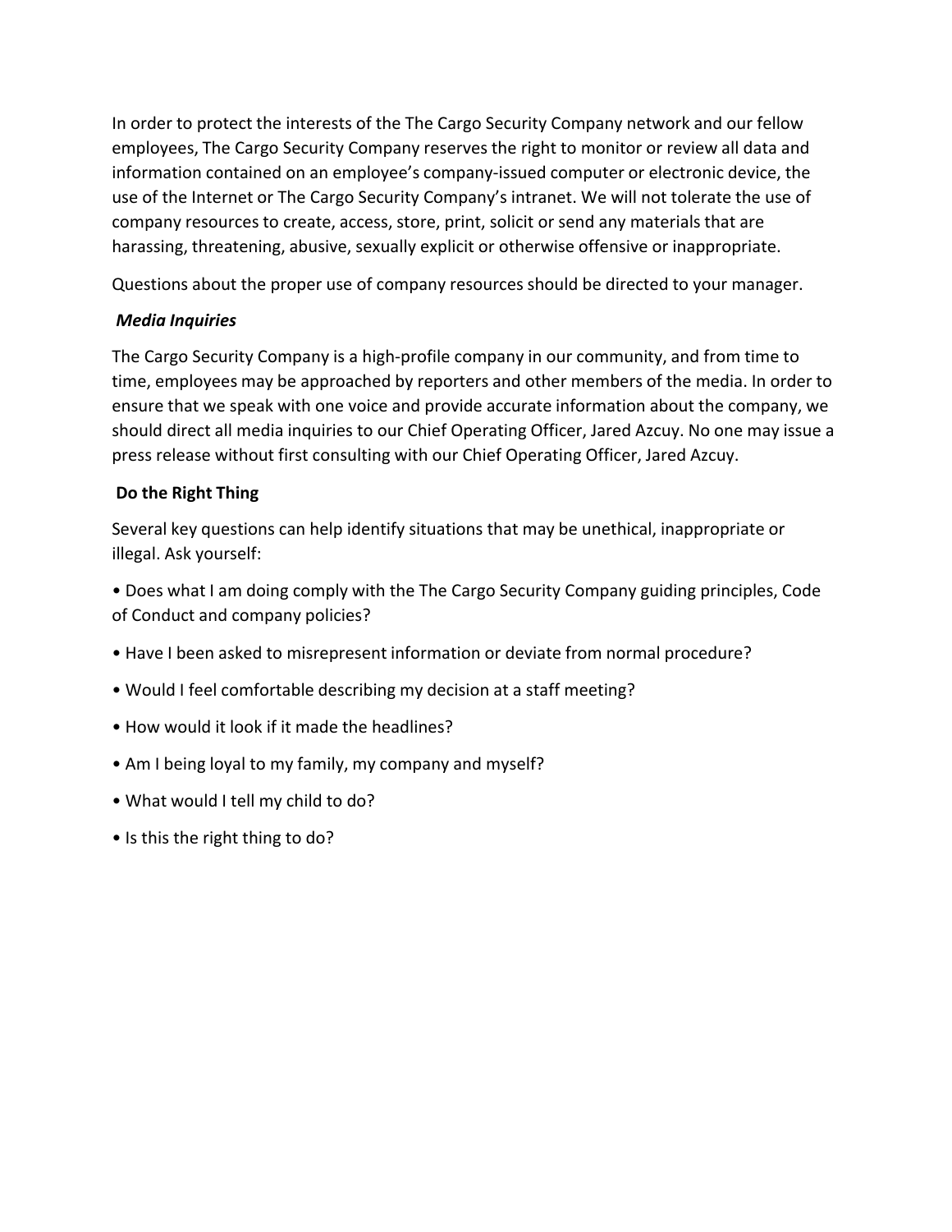In order to protect the interests of the The Cargo Security Company network and our fellow employees, The Cargo Security Company reserves the right to monitor or review all data and information contained on an employee's company-issued computer or electronic device, the use of the Internet or The Cargo Security Company's intranet. We will not tolerate the use of company resources to create, access, store, print, solicit or send any materials that are harassing, threatening, abusive, sexually explicit or otherwise offensive or inappropriate.

Questions about the proper use of company resources should be directed to your manager.

***Media Inquiries***

The Cargo Security Company is a high-profile company in our community, and from time to time, employees may be approached by reporters and other members of the media. In order to ensure that we speak with one voice and provide accurate information about the company, we should direct all media inquiries to our Chief Operating Officer, Jared Azcuy. No one may issue a press release without first consulting with our Chief Operating Officer, Jared Azcuy.

**Do the Right Thing**

Several key questions can help identify situations that may be unethical, inappropriate or illegal. Ask yourself:

- Does what I am doing comply with the The Cargo Security Company guiding principles, Code of Conduct and company policies?
- Have I been asked to misrepresent information or deviate from normal procedure?
- Would I feel comfortable describing my decision at a staff meeting?
- How would it look if it made the headlines?
- Am I being loyal to my family, my company and myself?
- What would I tell my child to do?
- Is this the right thing to do?